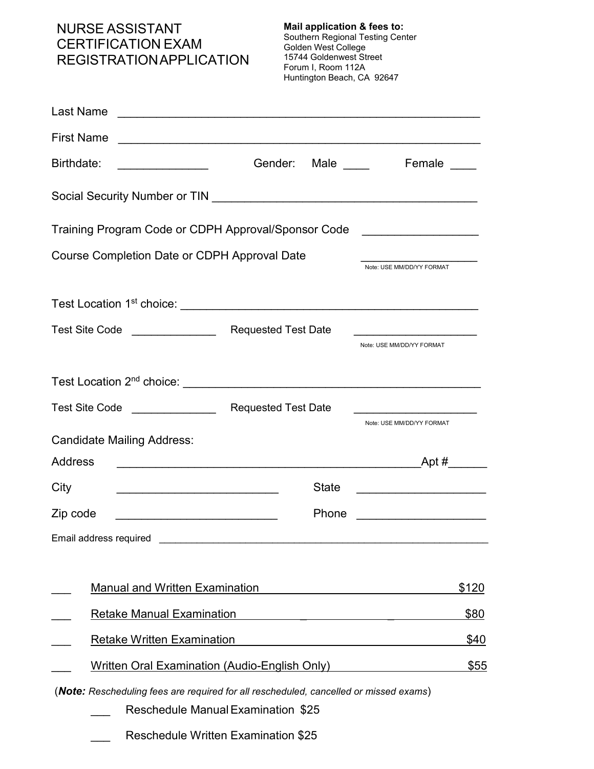# NURSE ASSISTANT CERTIFICATION EXAM REGISTRATION APPLICATION

**Mail application & fees to:**
Southern Regional Testing Center
Golden West College
15744 Goldenwest Street
Forum I, Room 112A
Huntington Beach, CA 92647

Last Name ____________________________________________________________

First Name ____________________________________________________________

Birthdate: ______________ Gender: Male ____ Female ____

Social Security Number or TIN ____________________________________________

Training Program Code or CDPH Approval/Sponsor Code __________________

Course Completion Date or CDPH Approval Date __________________
Note: USE MM/DD/YY FORMAT

Test Location 1st choice: ________________________________________________

Test Site Code ______________ Requested Test Date ____________________
Note: USE MM/DD/YY FORMAT

Test Location 2nd choice: ________________________________________________

Test Site Code ______________ Requested Test Date ____________________
Note: USE MM/DD/YY FORMAT

Candidate Mailing Address:

Address ____________________________________________ Apt #______

City __________________________ State ____________________

Zip code __________________________ Phone ____________________

Email address required ____________________________________________________________

___ Manual and Written Examination $120

___ Retake Manual Examination $80

___ Retake Written Examination $40

___ Written Oral Examination (Audio-English Only) $55

(***Note:*** *Rescheduling fees are required for all rescheduled, cancelled or missed exams*)

___ Reschedule Manual Examination $25

___ Reschedule Written Examination $25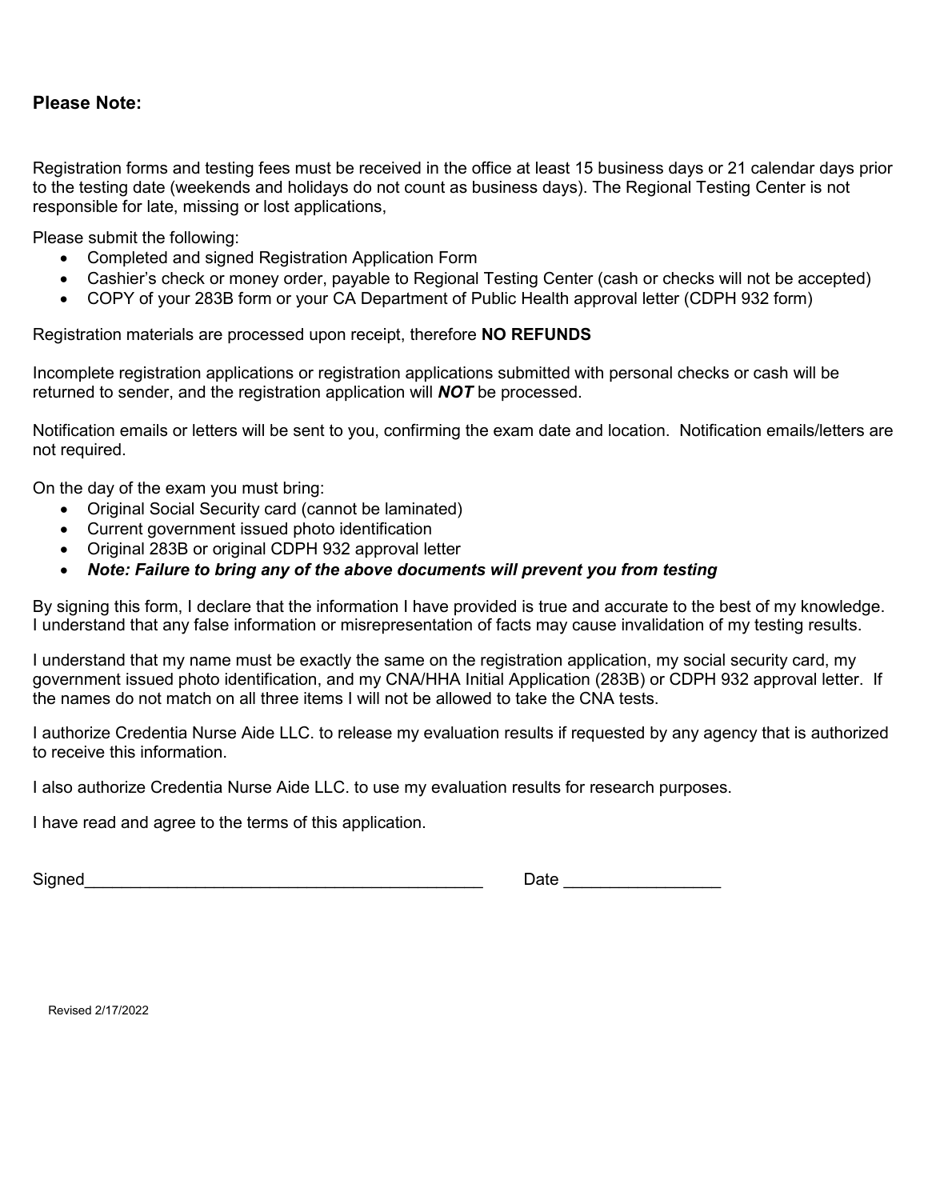**Please Note:**

Registration forms and testing fees must be received in the office at least 15 business days or 21 calendar days prior to the testing date (weekends and holidays do not count as business days). The Regional Testing Center is not responsible for late, missing or lost applications,

Please submit the following:

- Completed and signed Registration Application Form
- Cashier's check or money order, payable to Regional Testing Center (cash or checks will not be accepted)
- COPY of your 283B form or your CA Department of Public Health approval letter (CDPH 932 form)

Registration materials are processed upon receipt, therefore **NO REFUNDS**

Incomplete registration applications or registration applications submitted with personal checks or cash will be returned to sender, and the registration application will ***NOT*** be processed.

Notification emails or letters will be sent to you, confirming the exam date and location. Notification emails/letters are not required.

On the day of the exam you must bring:

- Original Social Security card (cannot be laminated)
- Current government issued photo identification
- Original 283B or original CDPH 932 approval letter
- ***Note: Failure to bring any of the above documents will prevent you from testing***

By signing this form, I declare that the information I have provided is true and accurate to the best of my knowledge. I understand that any false information or misrepresentation of facts may cause invalidation of my testing results.

I understand that my name must be exactly the same on the registration application, my social security card, my government issued photo identification, and my CNA/HHA Initial Application (283B) or CDPH 932 approval letter. If the names do not match on all three items I will not be allowed to take the CNA tests.

I authorize Credentia Nurse Aide LLC. to release my evaluation results if requested by any agency that is authorized to receive this information.

I also authorize Credentia Nurse Aide LLC. to use my evaluation results for research purposes.

I have read and agree to the terms of this application.

Signed_____________________________________________ Date _________________

Revised 2/17/2022